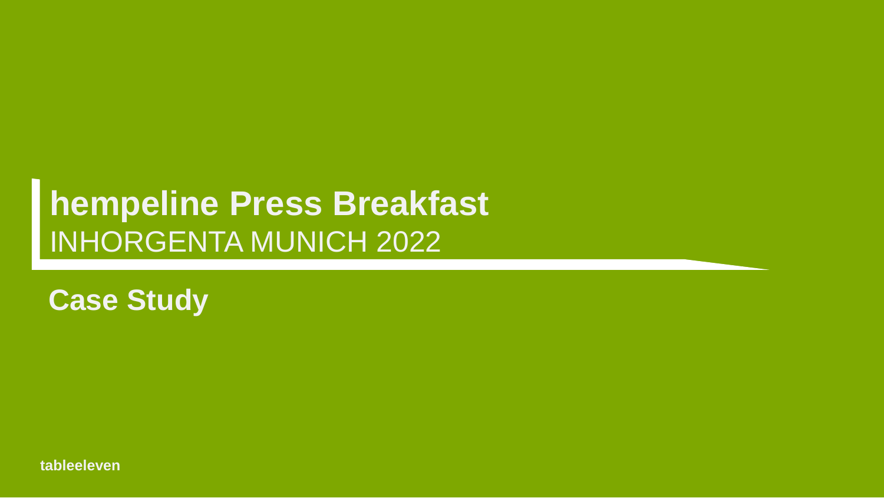# hempeline Press Breakfast

INHORGENTA MUNICH 2022

## Case Study

**tableeleven**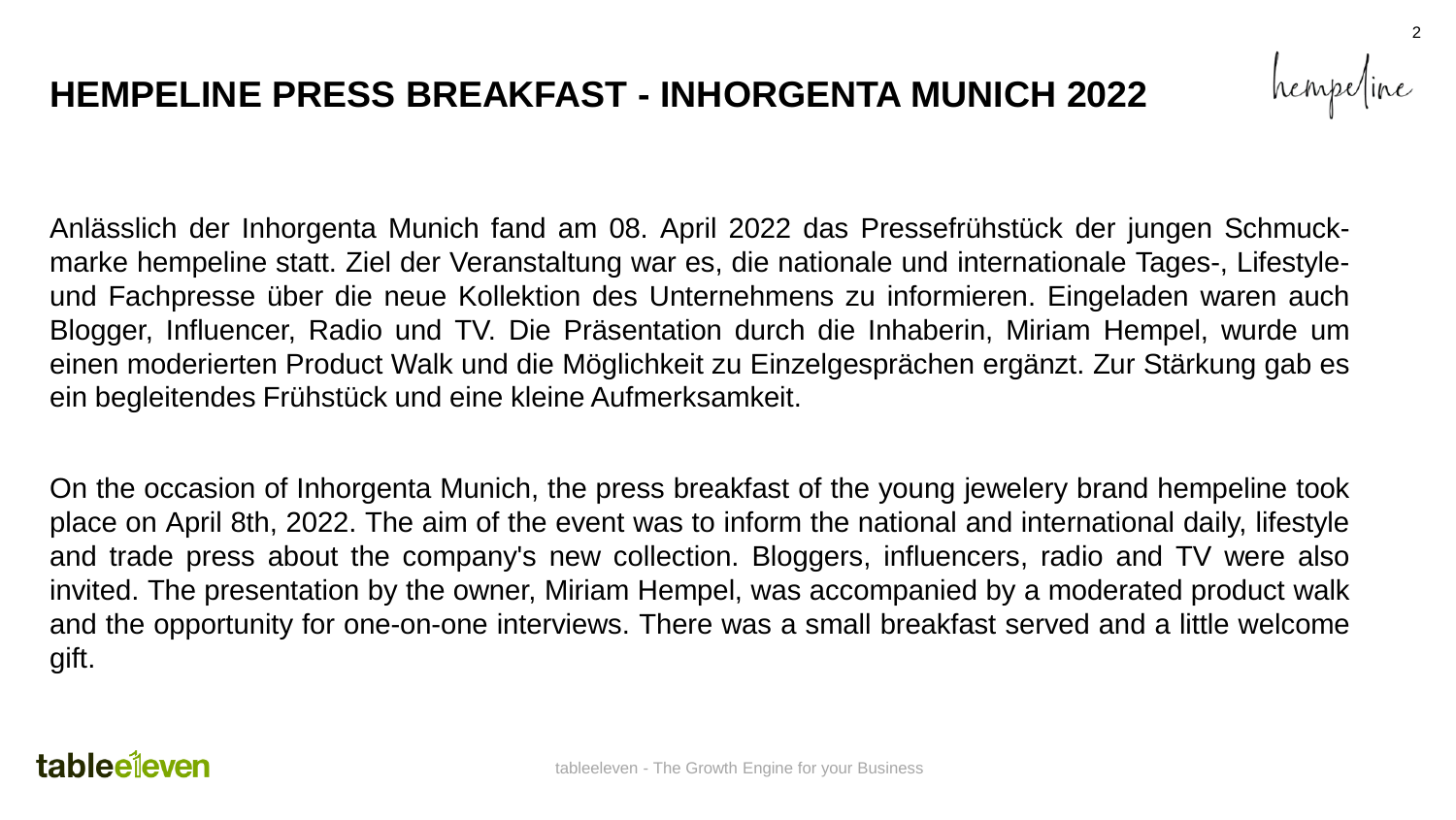# HEMPELINE PRESS BREAKFAST - INHORGENTA MUNICH 2022

Anlässlich der Inhorgenta Munich fand am 08. April 2022 das Pressefrühstück der jungen Schmuckmarke hempeline statt. Ziel der Veranstaltung war es, die nationale und internationale Tages-, Lifestyle- und Fachpresse über die neue Kollektion des Unternehmens zu informieren. Eingeladen waren auch Blogger, Influencer, Radio und TV. Die Präsentation durch die Inhaberin, Miriam Hempel, wurde um einen moderierten Product Walk und die Möglichkeit zu Einzelgesprächen ergänzt. Zur Stärkung gab es ein begleitendes Frühstück und eine kleine Aufmerksamkeit.

On the occasion of Inhorgenta Munich, the press breakfast of the young jewelery brand hempeline took place on April 8th, 2022. The aim of the event was to inform the national and international daily, lifestyle and trade press about the company's new collection. Bloggers, influencers, radio and TV were also invited. The presentation by the owner, Miriam Hempel, was accompanied by a moderated product walk and the opportunity for one-on-one interviews. There was a small breakfast served and a little welcome gift.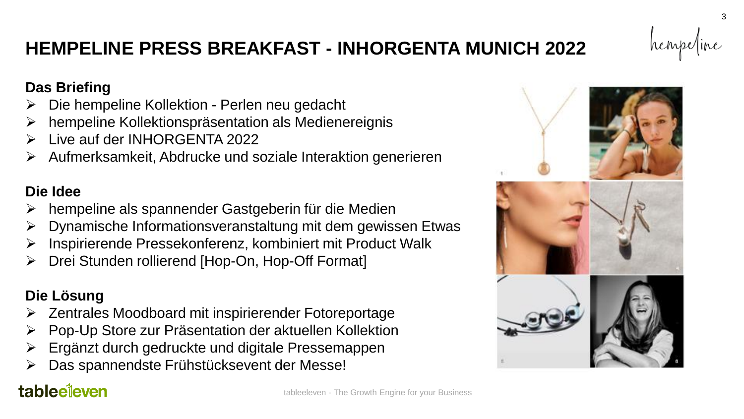# HEMPELINE PRESS BREAKFAST - INHORGENTA MUNICH 2022

### Das Briefing

- Die hempeline Kollektion - Perlen neu gedacht
- hempeline Kollektionspräsentation als Medienereignis
- Live auf der INHORGENTA 2022
- Aufmerksamkeit, Abdrucke und soziale Interaktion generieren

### Die Idee

- hempeline als spannender Gastgeberin für die Medien
- Dynamische Informationsveranstaltung mit dem gewissen Etwas
- Inspirierende Pressekonferenz, kombiniert mit Product Walk
- Drei Stunden rollierend [Hop-On, Hop-Off Format]

### Die Lösung

- Zentrales Moodboard mit inspirierender Fotoreportage
- Pop-Up Store zur Präsentation der aktuellen Kollektion
- Ergänzt durch gedruckte und digitale Pressemappen
- Das spannendste Frühstücksevent der Messe!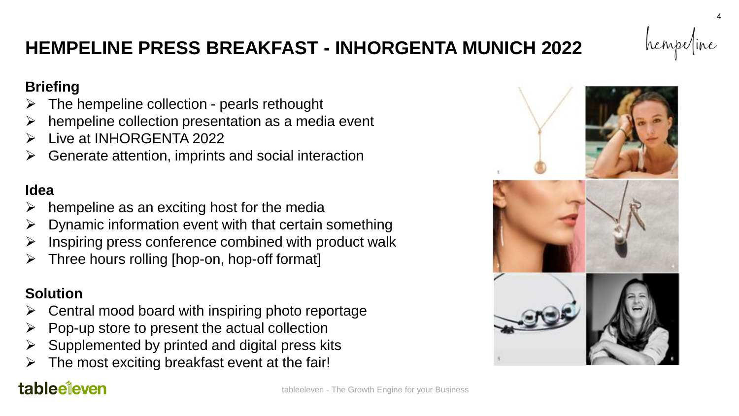# HEMPELINE PRESS BREAKFAST - INHORGENTA MUNICH 2022

## Briefing

- The hempeline collection - pearls rethought
- hempeline collection presentation as a media event
- Live at INHORGENTA 2022
- Generate attention, imprints and social interaction

## Idea

- hempeline as an exciting host for the media
- Dynamic information event with that certain something
- Inspiring press conference combined with product walk
- Three hours rolling [hop-on, hop-off format]

## Solution

- Central mood board with inspiring photo reportage
- Pop-up store to present the actual collection
- Supplemented by printed and digital press kits
- The most exciting breakfast event at the fair!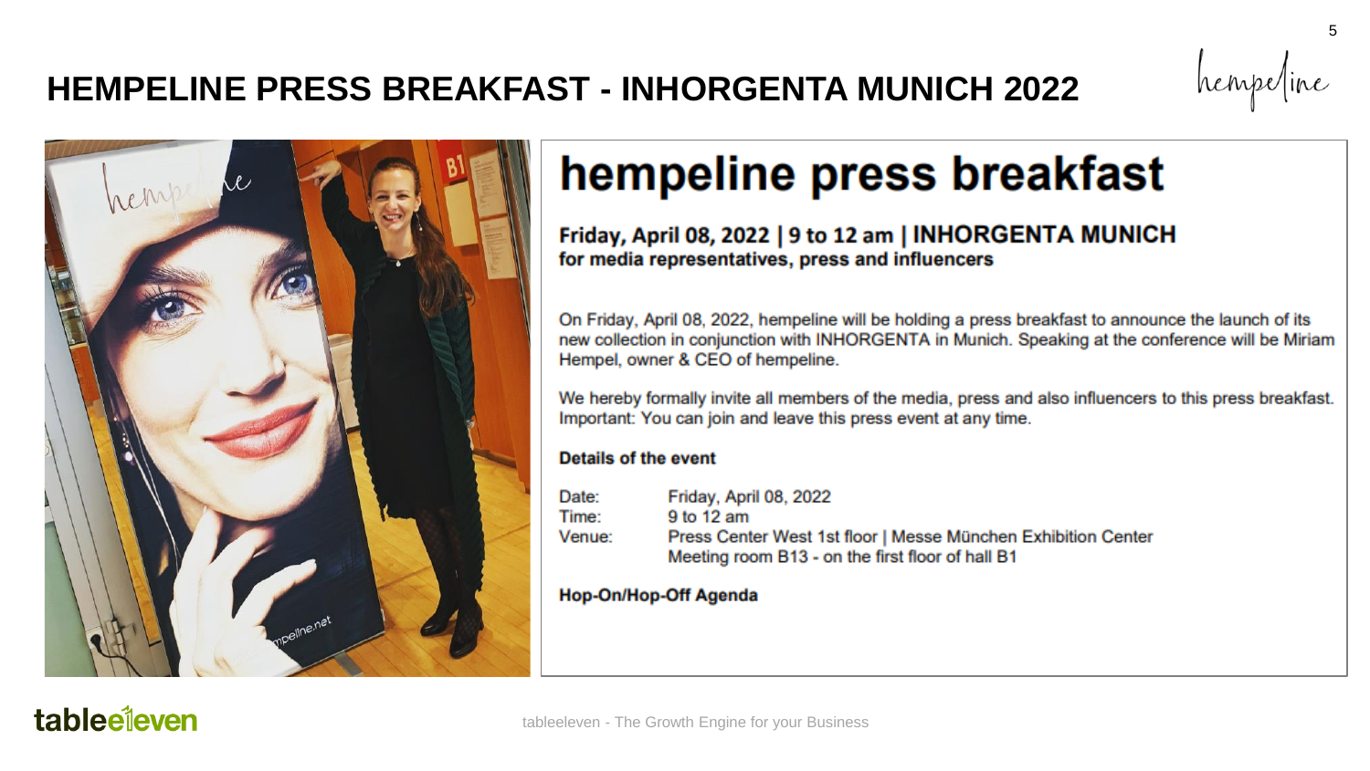# HEMPELINE PRESS BREAKFAST - INHORGENTA MUNICH 2022

## hempeline press breakfast

**Friday, April 08, 2022 | 9 to 12 am | INHORGENTA MUNICH**
**for media representatives, press and influencers**

On Friday, April 08, 2022, hempeline will be holding a press breakfast to announce the launch of its new collection in conjunction with INHORGENTA in Munich. Speaking at the conference will be Miriam Hempel, owner & CEO of hempeline.

We hereby formally invite all members of the media, press and also influencers to this press breakfast. Important: You can join and leave this press event at any time.

**Details of the event**

Date: Friday, April 08, 2022
Time: 9 to 12 am
Venue: Press Center West 1st floor | Messe München Exhibition Center
Meeting room B13 - on the first floor of hall B1

**Hop-On/Hop-Off Agenda**

tableeleven - The Growth Engine for your Business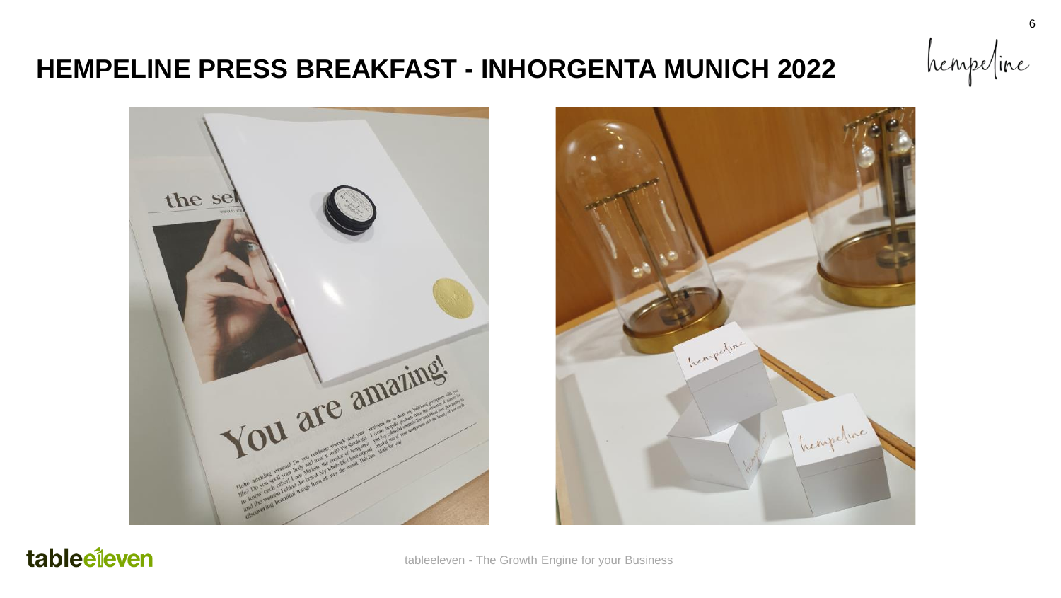# HEMPELINE PRESS BREAKFAST - INHORGENTA MUNICH 2022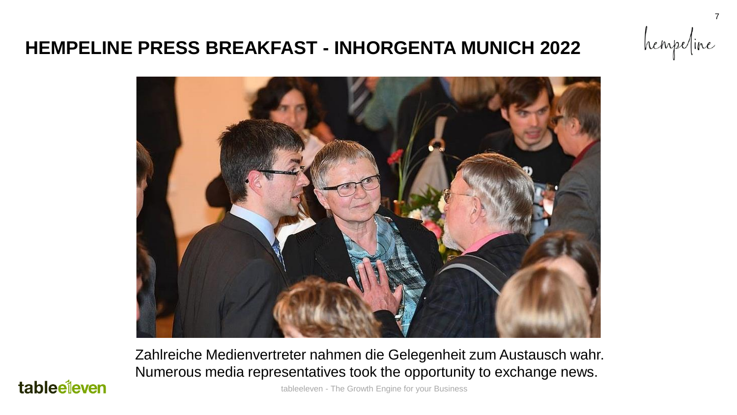# HEMPELINE PRESS BREAKFAST - INHORGENTA MUNICH 2022

Zahlreiche Medienvertreter nahmen die Gelegenheit zum Austausch wahr.
Numerous media representatives took the opportunity to exchange news.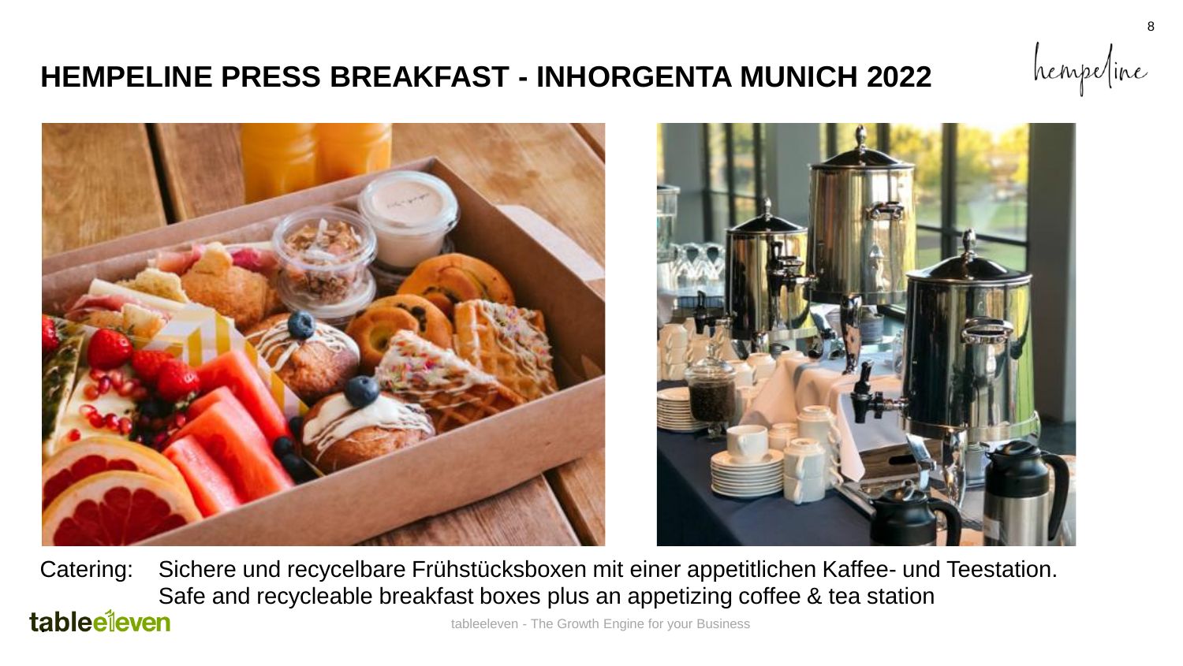# HEMPELINE PRESS BREAKFAST - INHORGENTA MUNICH 2022

Catering: Sichere und recycelbare Frühstücksboxen mit einer appetitlichen Kaffee- und Teestation.
Safe and recycleable breakfast boxes plus an appetizing coffee & tea station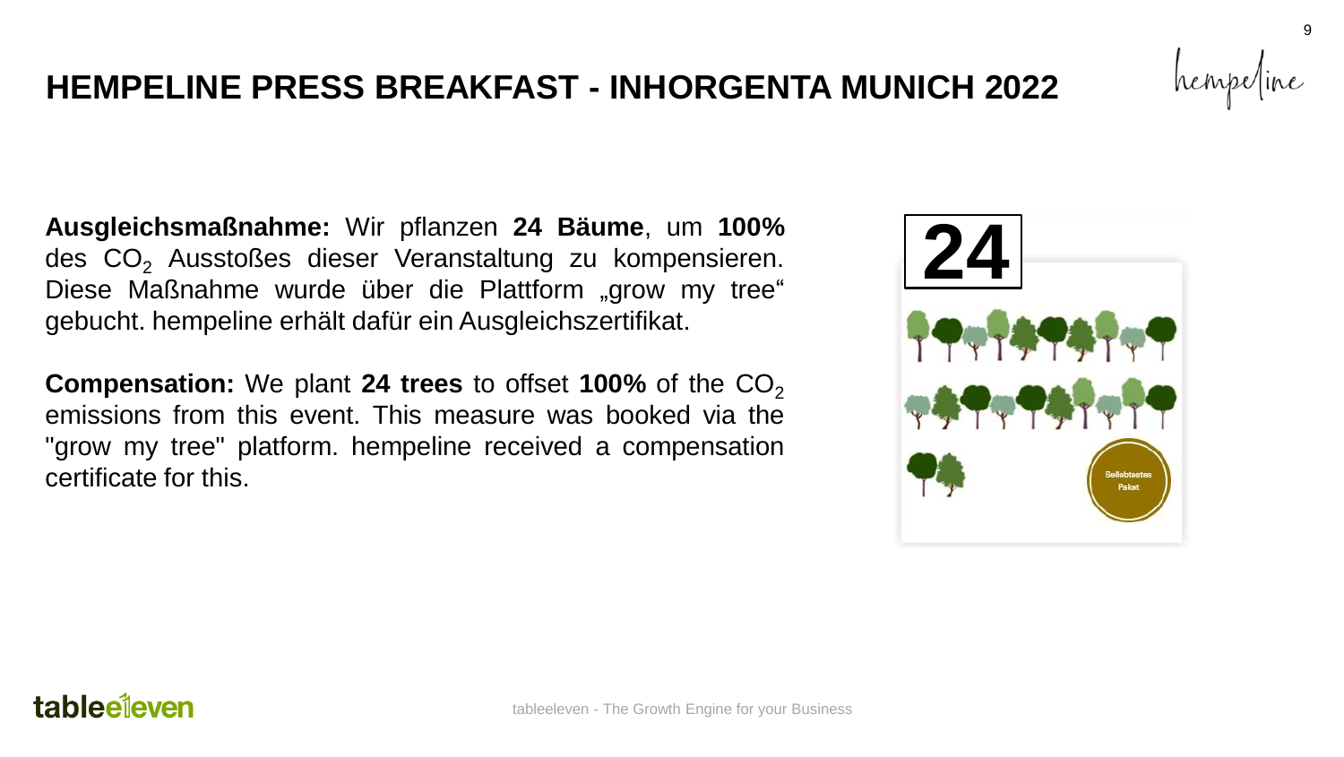# HEMPELINE PRESS BREAKFAST - INHORGENTA MUNICH 2022

**Ausgleichsmaßnahme:** Wir pflanzen **24 Bäume**, um **100%** des $CO_2$ Ausstoßes dieser Veranstaltung zu kompensieren. Diese Maßnahme wurde über die Plattform „grow my tree" gebucht. hempeline erhält dafür ein Ausgleichszertifikat.

**Compensation:** We plant **24 trees** to offset **100%** of the $CO_2$ emissions from this event. This measure was booked via the "grow my tree" platform. hempeline received a compensation certificate for this.

**24**

Beliebtestes Paket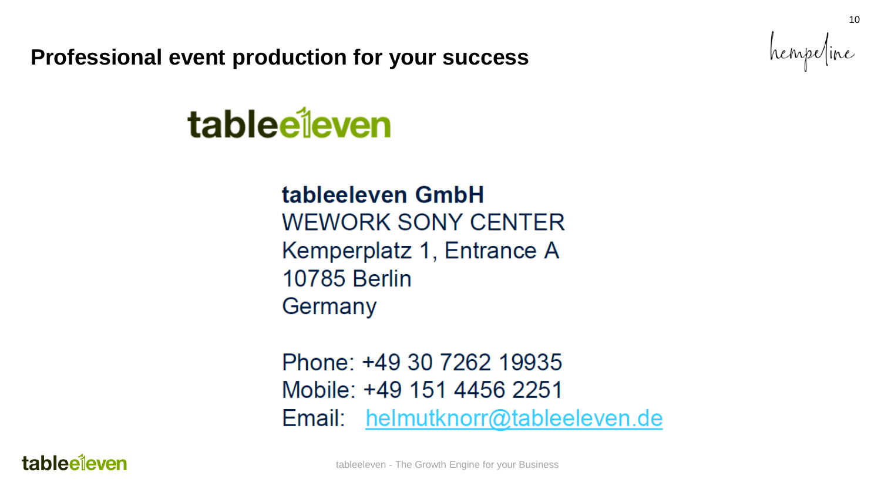# Professional event production for your success

tableeleven

**tableeleven GmbH**
WEWORK SONY CENTER
Kemperplatz 1, Entrance A
10785 Berlin
Germany

Phone: +49 30 7262 19935
Mobile: +49 151 4456 2251
Email: helmutknorr@tableeleven.de